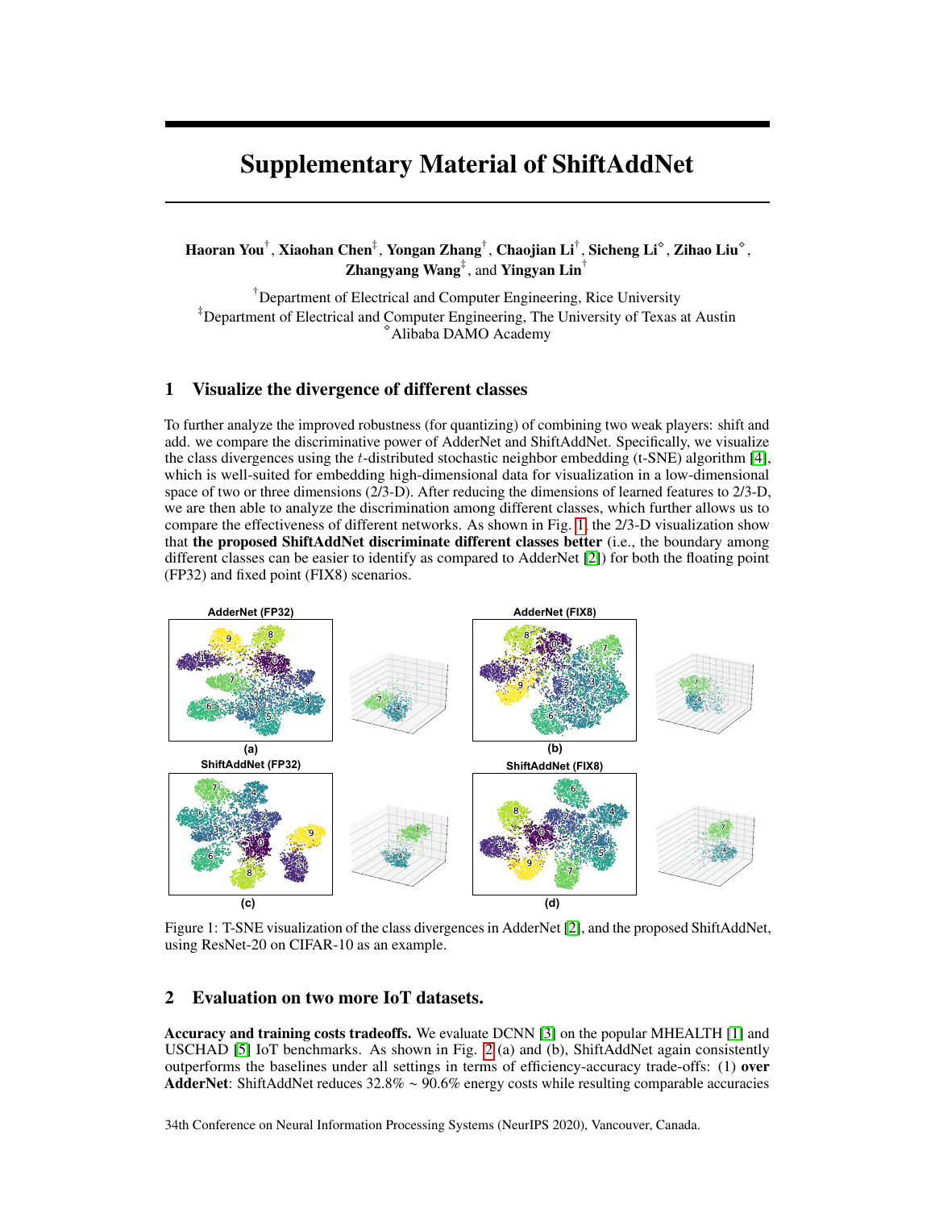# Supplementary Material of ShiftAddNet

**Haoran You**[†], **Xiaohan Chen**[‡], **Yongan Zhang**[†], **Chaojian Li**[†], **Sicheng Li**[⋄], **Zihao Liu**[⋄], **Zhangyang Wang**[‡], and **Yingyan Lin**[†]

[†]Department of Electrical and Computer Engineering, Rice University
[‡]Department of Electrical and Computer Engineering, The University of Texas at Austin
[⋄]Alibaba DAMO Academy

## 1 Visualize the divergence of different classes

To further analyze the improved robustness (for quantizing) of combining two weak players: shift and add. we compare the discriminative power of AdderNet and ShiftAddNet. Specifically, we visualize the class divergences using the $t$-distributed stochastic neighbor embedding (t-SNE) algorithm [4], which is well-suited for embedding high-dimensional data for visualization in a low-dimensional space of two or three dimensions (2/3-D). After reducing the dimensions of learned features to 2/3-D, we are then able to analyze the discrimination among different classes, which further allows us to compare the effectiveness of different networks. As shown in Fig. 1, the 2/3-D visualization show that **the proposed ShiftAddNet discriminate different classes better** (i.e., the boundary among different classes can be easier to identify as compared to AdderNet [2]) for both the floating point (FP32) and fixed point (FIX8) scenarios.

Figure 1: T-SNE visualization of the class divergences in AdderNet [2], and the proposed ShiftAddNet, using ResNet-20 on CIFAR-10 as an example.

## 2 Evaluation on two more IoT datasets.

**Accuracy and training costs tradeoffs.** We evaluate DCNN [3] on the popular MHEALTH [1] and USCHAD [5] IoT benchmarks. As shown in Fig. 2 (a) and (b), ShiftAddNet again consistently outperforms the baselines under all settings in terms of efficiency-accuracy trade-offs: (1) **over AdderNet**: ShiftAddNet reduces 32.8% ~ 90.6% energy costs while resulting comparable accuracies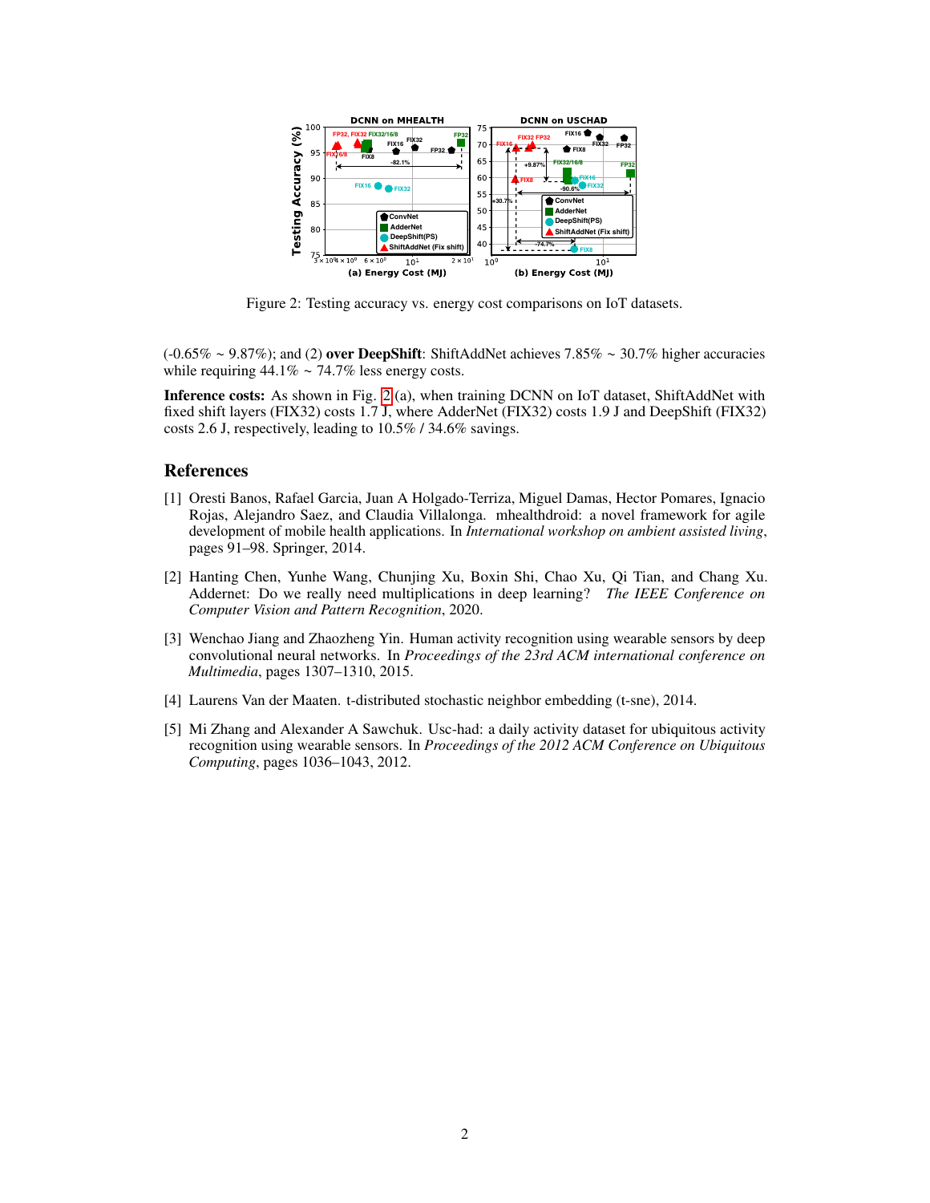DCNN on MHEALTH

Testing Accuracy (%)

100
95
90
85
80
75

FP32, FIX32 FIX32/16/8
FIX16/8
FIX8
FIX16
FIX32
FP32
FP32
-82.1%
FIX16
FIX32

ConvNet
AdderNet
DeepShift(PS)
ShiftAddNet (Fix shift)

$3 \times 10^0$ $4 \times 10^0$ $6 \times 10^0$ $10^1$ $2 \times 10^1$

(a) Energy Cost (MJ)

DCNN on USCHAD

75
70
65
60
55
50
45
40

FIX16
FIX32 FP32
FIX16
FIX8
FIX32
FP32
+9.87%
FIX32/16/8
FP32
FIX8
FIX16
-90.6%
FIX32
+30.7%
-74.7%
FIX8

ConvNet
AdderNet
DeepShift(PS)
ShiftAddNet (Fix shift)

$10^0$ $10^1$

(b) Energy Cost (MJ)

Figure 2: Testing accuracy vs. energy cost comparisons on IoT datasets.

(-0.65% ~ 9.87%); and (2) **over DeepShift**: ShiftAddNet achieves 7.85% ~ 30.7% higher accuracies while requiring 44.1% ~ 74.7% less energy costs.

**Inference costs:** As shown in Fig. 2 (a), when training DCNN on IoT dataset, ShiftAddNet with fixed shift layers (FIX32) costs 1.7 J, where AdderNet (FIX32) costs 1.9 J and DeepShift (FIX32) costs 2.6 J, respectively, leading to 10.5% / 34.6% savings.

## References

[1] Oresti Banos, Rafael Garcia, Juan A Holgado-Terriza, Miguel Damas, Hector Pomares, Ignacio Rojas, Alejandro Saez, and Claudia Villalonga. mhealthdroid: a novel framework for agile development of mobile health applications. In *International workshop on ambient assisted living*, pages 91–98. Springer, 2014.

[2] Hanting Chen, Yunhe Wang, Chunjing Xu, Boxin Shi, Chao Xu, Qi Tian, and Chang Xu. Addernet: Do we really need multiplications in deep learning? *The IEEE Conference on Computer Vision and Pattern Recognition*, 2020.

[3] Wenchao Jiang and Zhaozheng Yin. Human activity recognition using wearable sensors by deep convolutional neural networks. In *Proceedings of the 23rd ACM international conference on Multimedia*, pages 1307–1310, 2015.

[4] Laurens Van der Maaten. t-distributed stochastic neighbor embedding (t-sne), 2014.

[5] Mi Zhang and Alexander A Sawchuk. Usc-had: a daily activity dataset for ubiquitous activity recognition using wearable sensors. In *Proceedings of the 2012 ACM Conference on Ubiquitous Computing*, pages 1036–1043, 2012.